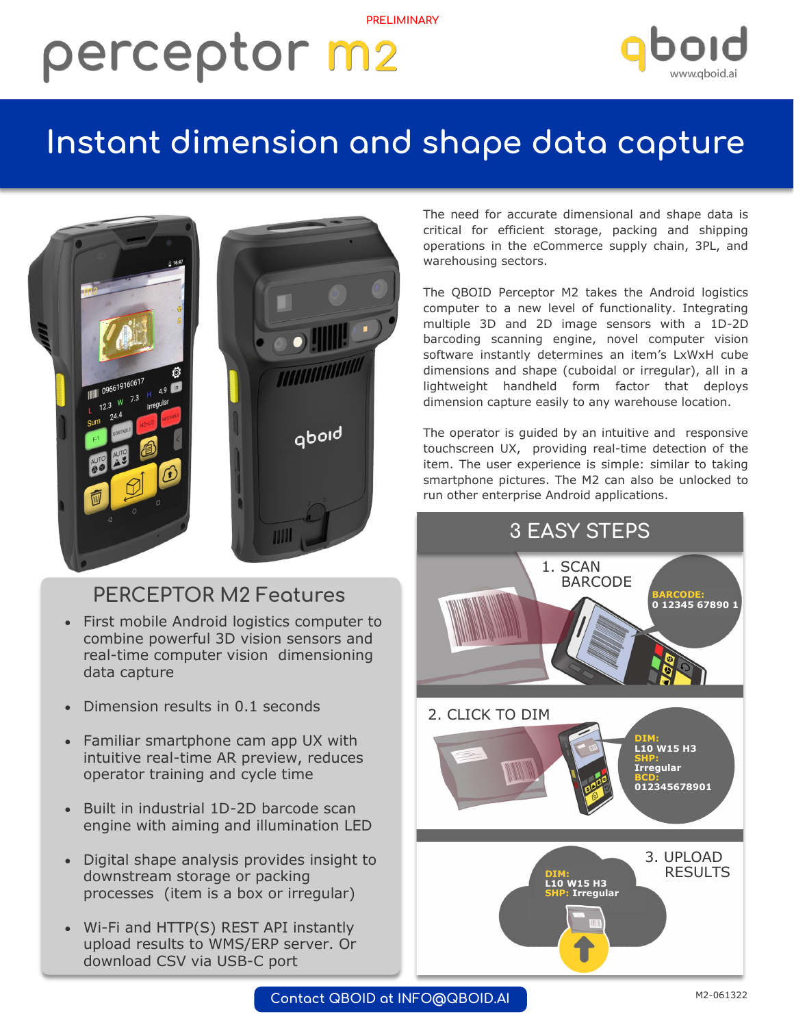PRELIMINARY

# perceptor m2

qboid
www.qboid.ai

## Instant dimension and shape data capture

The need for accurate dimensional and shape data is critical for efficient storage, packing and shipping operations in the eCommerce supply chain, 3PL, and warehousing sectors.

The QBOID Perceptor M2 takes the Android logistics computer to a new level of functionality. Integrating multiple 3D and 2D image sensors with a 1D-2D barcoding scanning engine, novel computer vision software instantly determines an item's LxWxH cube dimensions and shape (cuboidal or irregular), all in a lightweight handheld form factor that deploys dimension capture easily to any warehouse location.

The operator is guided by an intuitive and responsive touchscreen UX, providing real-time detection of the item. The user experience is simple: similar to taking smartphone pictures. The M2 can also be unlocked to run other enterprise Android applications.

### PERCEPTOR M2 Features

- First mobile Android logistics computer to combine powerful 3D vision sensors and real-time computer vision dimensioning data capture
- Dimension results in 0.1 seconds
- Familiar smartphone cam app UX with intuitive real-time AR preview, reduces operator training and cycle time
- Built in industrial 1D-2D barcode scan engine with aiming and illumination LED
- Digital shape analysis provides insight to downstream storage or packing processes (item is a box or irregular)
- Wi-Fi and HTTP(S) REST API instantly upload results to WMS/ERP server. Or download CSV via USB-C port

### 3 EASY STEPS

1. SCAN BARCODE

**BARCODE:** 0 12345 67890 1

2. CLICK TO DIM

**DIM:** L10 W15 H3
**SHP:** Irregular
**BCD:** 012345678901

3. UPLOAD RESULTS

**DIM:** L10 W15 H3
**SHP:** Irregular

Contact QBOID at INFO@QBOID.AI

M2-061322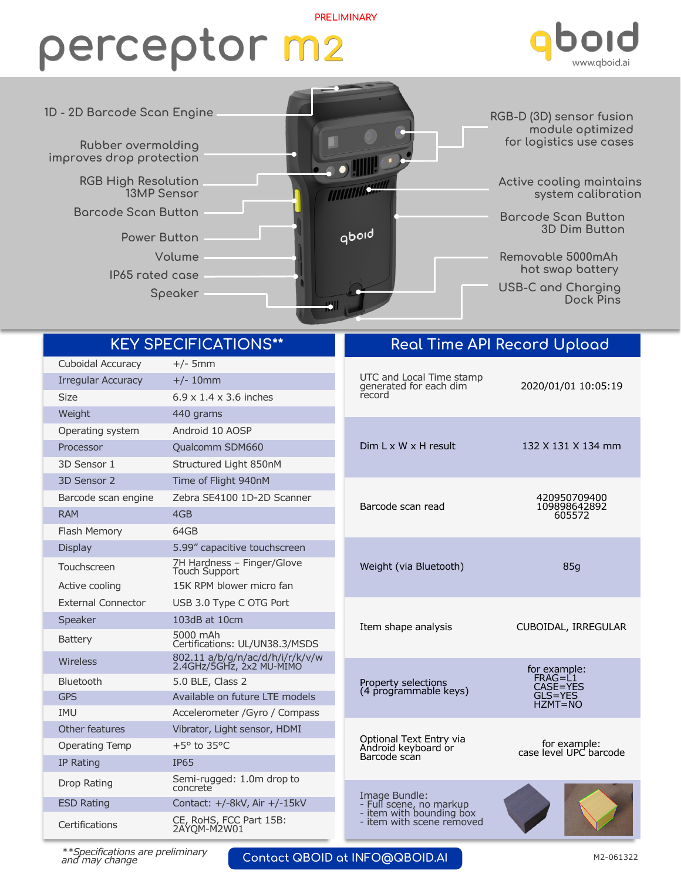PRELIMINARY

# perceptor m2

qboid
www.qboid.ai

1D - 2D Barcode Scan Engine

Rubber overmolding improves drop protection

RGB High Resolution 13MP Sensor

Barcode Scan Button

Power Button

Volume

IP65 rated case

Speaker

RGB-D (3D) sensor fusion module optimized for logistics use cases

Active cooling maintains system calibration

Barcode Scan Button
3D Dim Button

Removable 5000mAh hot swap battery

USB-C and Charging Dock Pins

## KEY SPECIFICATIONS**

| | |
|---|---|
| Cuboidal Accuracy | +/- 5mm |
| Irregular Accuracy | +/- 10mm |
| Size | 6.9 x 1.4 x 3.6 inches |
| Weight | 440 grams |
| Operating system | Android 10 AOSP |
| Processor | Qualcomm SDM660 |
| 3D Sensor 1 | Structured Light 850nM |
| 3D Sensor 2 | Time of Flight 940nM |
| Barcode scan engine | Zebra SE4100 1D-2D Scanner |
| RAM | 4GB |
| Flash Memory | 64GB |
| Display | 5.99" capacitive touchscreen |
| Touchscreen | 7H Hardness – Finger/Glove Touch Support |
| Active cooling | 15K RPM blower micro fan |
| External Connector | USB 3.0 Type C OTG Port |
| Speaker | 103dB at 10cm |
| Battery | 5000 mAh Certifications: UL/UN38.3/MSDS |
| Wireless | 802.11 a/b/g/n/ac/d/h/i/r/k/v/w 2.4GHz/5GHz, 2x2 MU-MIMO |
| Bluetooth | 5.0 BLE, Class 2 |
| GPS | Available on future LTE models |
| IMU | Accelerometer /Gyro / Compass |
| Other features | Vibrator, Light sensor, HDMI |
| Operating Temp | +5° to 35°C |
| IP Rating | IP65 |
| Drop Rating | Semi-rugged: 1.0m drop to concrete |
| ESD Rating | Contact: +/-8kV, Air +/-15kV |
| Certifications | CE, RoHS, FCC Part 15B: 2AYQM-M2W01 |

## Real Time API Record Upload

| | |
|---|---|
| UTC and Local Time stamp generated for each dim record | 2020/01/01 10:05:19 |
| Dim L x W x H result | 132 X 131 X 134 mm |
| Barcode scan read | 420950709400 109898642892 605572 |
| Weight (via Bluetooth) | 85g |
| Item shape analysis | CUBOIDAL, IRREGULAR |
| Property selections (4 programmable keys) | for example: FRAG=L1 CASE=YES GLS=YES HZMT=NO |
| Optional Text Entry via Android keyboard or Barcode scan | for example: case level UPC barcode |
| Image Bundle: - Full scene, no markup - item with bounding box - item with scene removed | |

*\*\*Specifications are preliminary and may change*

Contact QBOID at INFO@QBOID.AI

M2-061322